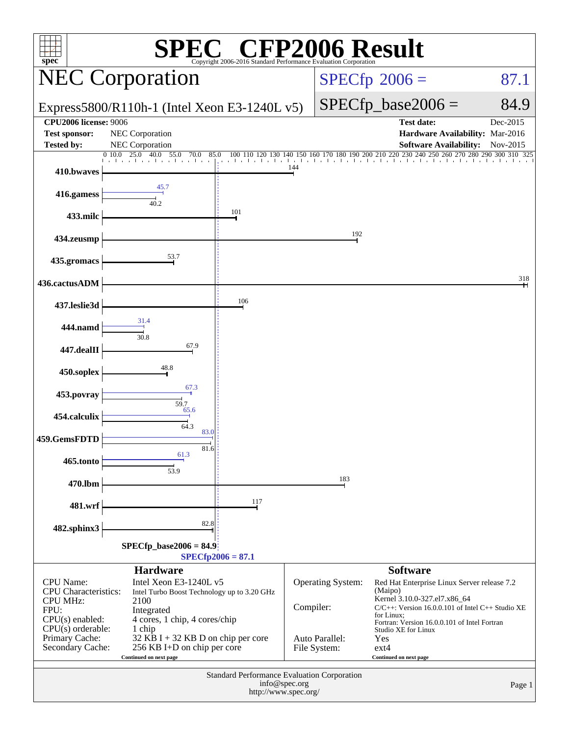# SPEC® CFP2006 Result

Copyright 2006-2016 Standard Performance Evaluation Corporation

## NEC Corporation

Express5800/R110h-1 (Intel Xeon E3-1240L v5)

SPECfp 2006 = 87.1

SPECfp_base2006 = 84.9

| | | | |
|---|---|---|---|
| **CPU2006 license:** 9006 | | **Test date:** | Dec-2015 |
| **Test sponsor:** | NEC Corporation | **Hardware Availability:** | Mar-2016 |
| **Tested by:** | NEC Corporation | **Software Availability:** | Nov-2015 |

| Benchmark | Base | Peak |
|---|---|---|
| 410.bwaves | 144 | |
| 416.gamess | 40.2 | 45.7 |
| 433.milc | 101 | |
| 434.zeusmp | 192 | |
| 435.gromacs | 53.7 | |
| 436.cactusADM | 318 | |
| 437.leslie3d | 106 | |
| 444.namd | 30.8 | 31.4 |
| 447.dealII | 67.9 | |
| 450.soplex | 48.8 | |
| 453.povray | 59.7 | 67.3 |
| 454.calculix | 64.3 | 65.6 |
| 459.GemsFDTD | 81.6 | 83.0 |
| 465.tonto | 53.9 | 61.3 |
| 470.lbm | 183 | |
| 481.wrf | 117 | |
| 482.sphinx3 | 82.8 | |

SPECfp_base2006 = 84.9

SPECfp2006 = 87.1

### Hardware

| | |
|---|---|
| CPU Name: | Intel Xeon E3-1240L v5 |
| CPU Characteristics: | Intel Turbo Boost Technology up to 3.20 GHz |
| CPU MHz: | 2100 |
| FPU: | Integrated |
| CPU(s) enabled: | 4 cores, 1 chip, 4 cores/chip |
| CPU(s) orderable: | 1 chip |
| Primary Cache: | 32 KB I + 32 KB D on chip per core |
| Secondary Cache: | 256 KB I+D on chip per core |

Continued on next page

### Software

| | |
|---|---|
| Operating System: | Red Hat Enterprise Linux Server release 7.2 (Maipo) Kernel 3.10.0-327.el7.x86_64 |
| Compiler: | C/C++: Version 16.0.0.101 of Intel C++ Studio XE for Linux; Fortran: Version 16.0.0.101 of Intel Fortran Studio XE for Linux |
| Auto Parallel: | Yes |
| File System: | ext4 |

Continued on next page

Standard Performance Evaluation Corporation
info@spec.org
http://www.spec.org/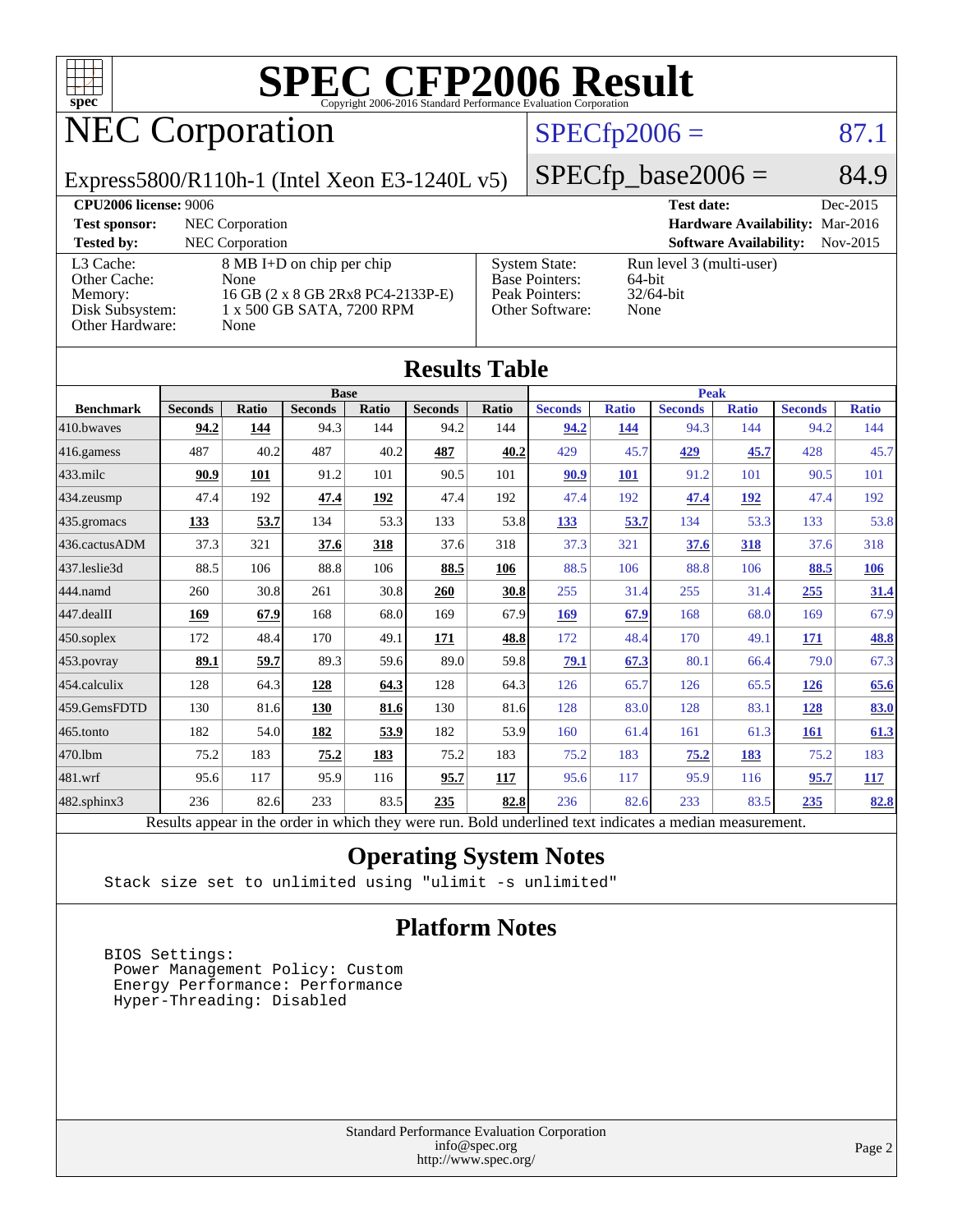# SPEC CFP2006 Result

Copyright 2006-2016 Standard Performance Evaluation Corporation

## NEC Corporation

Express5800/R110h-1 (Intel Xeon E3-1240L v5)

SPECfp2006 = 87.1

SPECfp_base2006 = 84.9

**CPU2006 license:** 9006
**Test sponsor:** NEC Corporation
**Tested by:** NEC Corporation
**Test date:** Dec-2015
**Hardware Availability:** Mar-2016
**Software Availability:** Nov-2015

| | |
|---|---|
| L3 Cache: | 8 MB I+D on chip per chip |
| Other Cache: | None |
| Memory: | 16 GB (2 x 8 GB 2Rx8 PC4-2133P-E) |
| Disk Subsystem: | 1 x 500 GB SATA, 7200 RPM |
| Other Hardware: | None |

| | |
|---|---|
| System State: | Run level 3 (multi-user) |
| Base Pointers: | 64-bit |
| Peak Pointers: | 32/64-bit |
| Other Software: | None |

## Results Table

| | Base | | | | | | Peak | | | | | |
|---|---|---|---|---|---|---|---|---|---|---|---|---|
| **Benchmark** | **Seconds** | **Ratio** | **Seconds** | **Ratio** | **Seconds** | **Ratio** | **Seconds** | **Ratio** | **Seconds** | **Ratio** | **Seconds** | **Ratio** |
| 410.bwaves | **94.2** | **144** | 94.3 | 144 | 94.2 | 144 | **94.2** | **144** | 94.3 | 144 | 94.2 | 144 |
| 416.gamess | 487 | 40.2 | 487 | 40.2 | **487** | **40.2** | 429 | 45.7 | **429** | **45.7** | 428 | 45.7 |
| 433.milc | **90.9** | **101** | 91.2 | 101 | 90.5 | 101 | **90.9** | **101** | 91.2 | 101 | 90.5 | 101 |
| 434.zeusmp | 47.4 | 192 | **47.4** | **192** | 47.4 | 192 | 47.4 | 192 | **47.4** | **192** | 47.4 | 192 |
| 435.gromacs | **133** | **53.7** | 134 | 53.3 | 133 | 53.8 | **133** | **53.7** | 134 | 53.3 | 133 | 53.8 |
| 436.cactusADM | 37.3 | 321 | **37.6** | **318** | 37.6 | 318 | 37.3 | 321 | **37.6** | **318** | 37.6 | 318 |
| 437.leslie3d | 88.5 | 106 | 88.8 | 106 | **88.5** | **106** | 88.5 | 106 | 88.8 | 106 | **88.5** | **106** |
| 444.namd | 260 | 30.8 | 261 | 30.8 | **260** | **30.8** | 255 | 31.4 | 255 | 31.4 | **255** | **31.4** |
| 447.dealII | **169** | **67.9** | 168 | 68.0 | 169 | 67.9 | **169** | **67.9** | 168 | 68.0 | 169 | 67.9 |
| 450.soplex | 172 | 48.4 | 170 | 49.1 | **171** | **48.8** | 172 | 48.4 | 170 | 49.1 | **171** | **48.8** |
| 453.povray | **89.1** | **59.7** | 89.3 | 59.6 | 89.0 | 59.8 | **79.1** | **67.3** | 80.1 | 66.4 | 79.0 | 67.3 |
| 454.calculix | 128 | 64.3 | **128** | **64.3** | 128 | 64.3 | 126 | 65.7 | 126 | 65.5 | **126** | **65.6** |
| 459.GemsFDTD | 130 | 81.6 | **130** | **81.6** | 130 | 81.6 | 128 | 83.0 | 128 | 83.1 | **128** | **83.0** |
| 465.tonto | 182 | 54.0 | **182** | **53.9** | 182 | 53.9 | 160 | 61.4 | 161 | 61.3 | **161** | **61.3** |
| 470.lbm | 75.2 | 183 | **75.2** | **183** | 75.2 | 183 | 75.2 | 183 | **75.2** | **183** | 75.2 | 183 |
| 481.wrf | 95.6 | 117 | 95.9 | 116 | **95.7** | **117** | 95.6 | 117 | 95.9 | 116 | **95.7** | **117** |
| 482.sphinx3 | 236 | 82.6 | 233 | 83.5 | **235** | **82.8** | 236 | 82.6 | 233 | 83.5 | **235** | **82.8** |

Results appear in the order in which they were run. Bold underlined text indicates a median measurement.

## Operating System Notes

```
Stack size set to unlimited using "ulimit -s unlimited"
```

## Platform Notes

```
BIOS Settings:
 Power Management Policy: Custom
 Energy Performance: Performance
 Hyper-Threading: Disabled
```

Standard Performance Evaluation Corporation
info@spec.org
http://www.spec.org/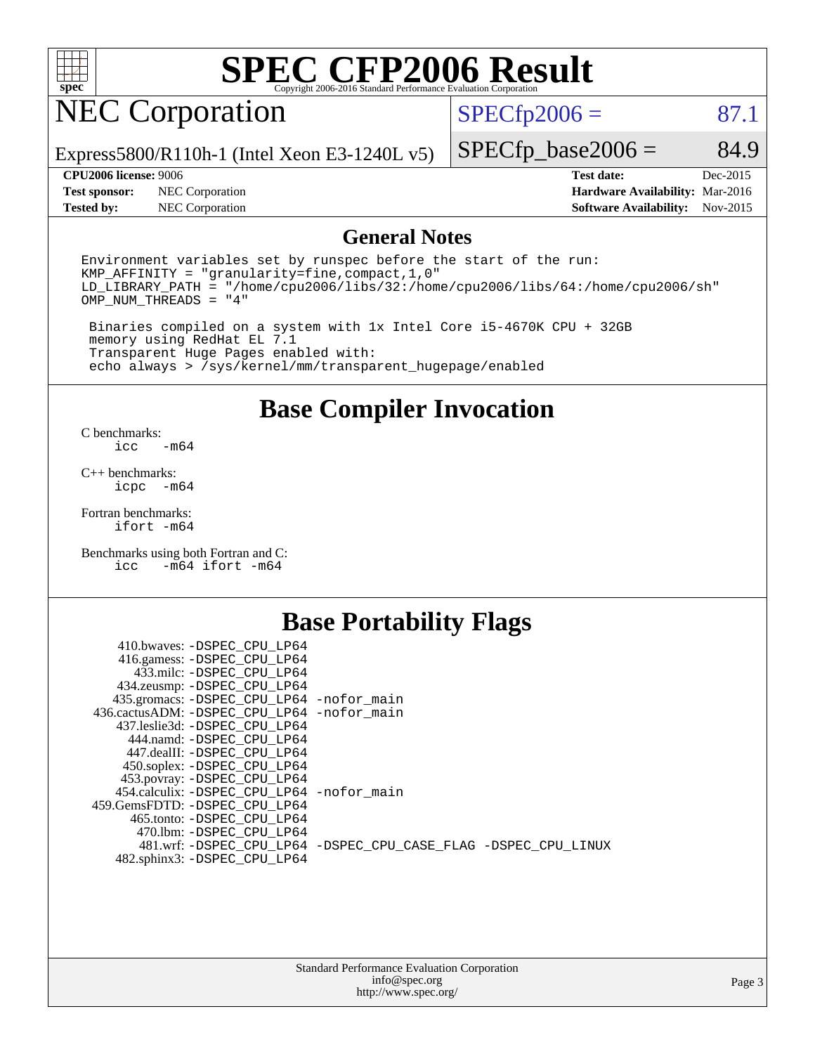# SPEC CFP2006 Result

Copyright 2006-2016 Standard Performance Evaluation Corporation

## NEC Corporation

Express5800/R110h-1 (Intel Xeon E3-1240L v5)

SPECfp2006 = 87.1

SPECfp_base2006 = 84.9

| | | | |
|---|---|---|---|
| **CPU2006 license:** 9006 | | **Test date:** | Dec-2015 |
| **Test sponsor:** | NEC Corporation | **Hardware Availability:** | Mar-2016 |
| **Tested by:** | NEC Corporation | **Software Availability:** | Nov-2015 |

## General Notes

```
Environment variables set by runspec before the start of the run:
KMP_AFFINITY = "granularity=fine,compact,1,0"
LD_LIBRARY_PATH = "/home/cpu2006/libs/32:/home/cpu2006/libs/64:/home/cpu2006/sh"
OMP_NUM_THREADS = "4"

 Binaries compiled on a system with 1x Intel Core i5-4670K CPU + 32GB
 memory using RedHat EL 7.1
 Transparent Huge Pages enabled with:
 echo always > /sys/kernel/mm/transparent_hugepage/enabled
```

## Base Compiler Invocation

C benchmarks:
```
icc   -m64
```

C++ benchmarks:
```
icpc  -m64
```

Fortran benchmarks:
```
ifort -m64
```

Benchmarks using both Fortran and C:
```
icc   -m64 ifort -m64
```

## Base Portability Flags

```
     410.bwaves: -DSPEC_CPU_LP64
     416.gamess: -DSPEC_CPU_LP64
       433.milc: -DSPEC_CPU_LP64
     434.zeusmp: -DSPEC_CPU_LP64
    435.gromacs: -DSPEC_CPU_LP64 -nofor_main
 436.cactusADM: -DSPEC_CPU_LP64 -nofor_main
   437.leslie3d: -DSPEC_CPU_LP64
      444.namd: -DSPEC_CPU_LP64
    447.dealII: -DSPEC_CPU_LP64
    450.soplex: -DSPEC_CPU_LP64
    453.povray: -DSPEC_CPU_LP64
  454.calculix: -DSPEC_CPU_LP64 -nofor_main
 459.GemsFDTD: -DSPEC_CPU_LP64
     465.tonto: -DSPEC_CPU_LP64
       470.lbm: -DSPEC_CPU_LP64
       481.wrf: -DSPEC_CPU_LP64 -DSPEC_CPU_CASE_FLAG -DSPEC_CPU_LINUX
   482.sphinx3: -DSPEC_CPU_LP64
```

Standard Performance Evaluation Corporation
info@spec.org
http://www.spec.org/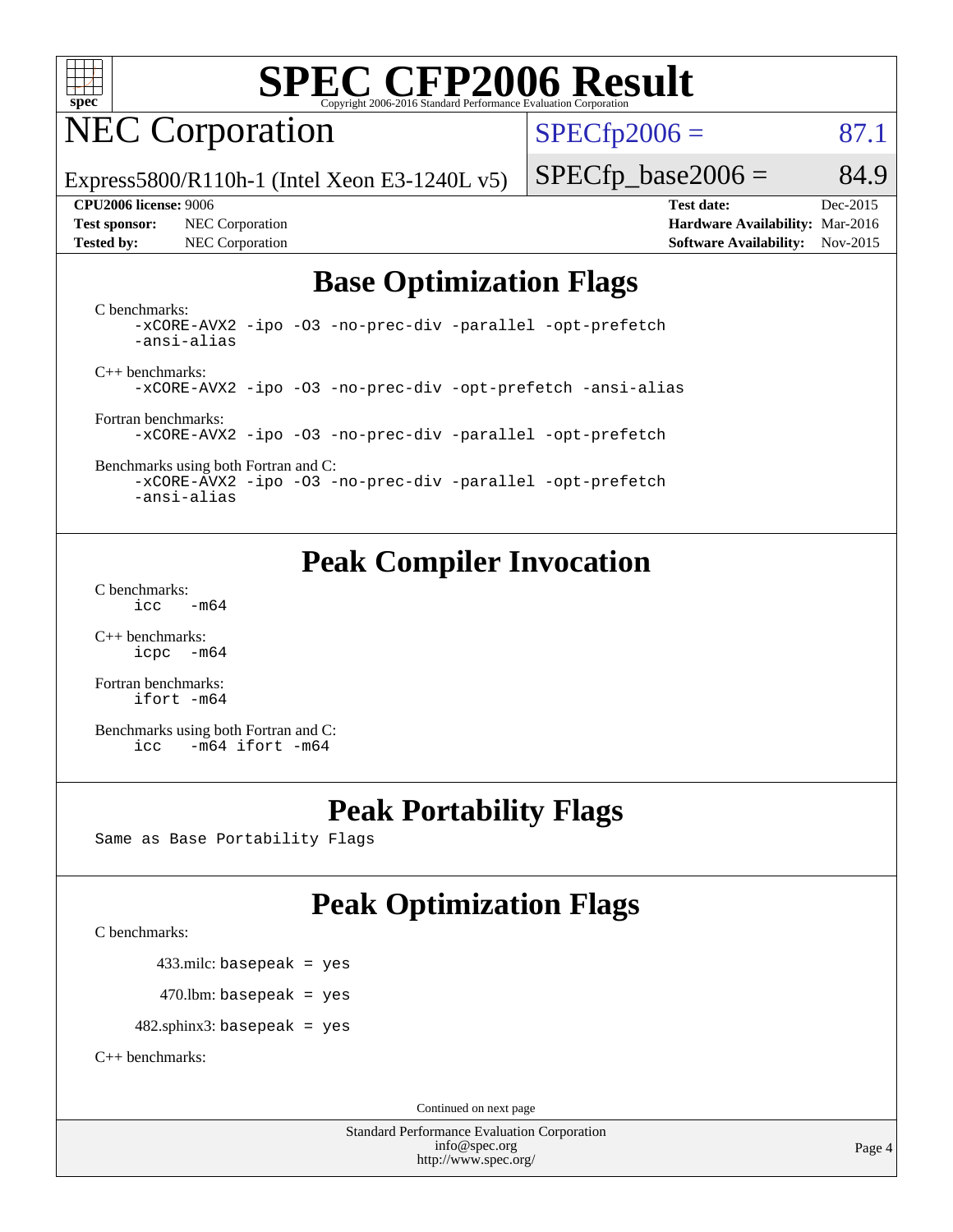# SPEC CFP2006 Result

Copyright 2006-2016 Standard Performance Evaluation Corporation

## NEC Corporation

Express5800/R110h-1 (Intel Xeon E3-1240L v5)

SPECfp2006 = 87.1

SPECfp_base2006 = 84.9

**CPU2006 license:** 9006
**Test sponsor:** NEC Corporation
**Tested by:** NEC Corporation

**Test date:** Dec-2015
**Hardware Availability:** Mar-2016
**Software Availability:** Nov-2015

## Base Optimization Flags

C benchmarks:
```
-xCORE-AVX2 -ipo -O3 -no-prec-div -parallel -opt-prefetch
-ansi-alias
```

C++ benchmarks:
```
-xCORE-AVX2 -ipo -O3 -no-prec-div -opt-prefetch -ansi-alias
```

Fortran benchmarks:
```
-xCORE-AVX2 -ipo -O3 -no-prec-div -parallel -opt-prefetch
```

Benchmarks using both Fortran and C:
```
-xCORE-AVX2 -ipo -O3 -no-prec-div -parallel -opt-prefetch
-ansi-alias
```

## Peak Compiler Invocation

C benchmarks:
```
icc   -m64
```

C++ benchmarks:
```
icpc  -m64
```

Fortran benchmarks:
```
ifort -m64
```

Benchmarks using both Fortran and C:
```
icc   -m64 ifort -m64
```

## Peak Portability Flags

Same as Base Portability Flags

## Peak Optimization Flags

C benchmarks:

433.milc: basepeak = yes

470.lbm: basepeak = yes

482.sphinx3: basepeak = yes

C++ benchmarks:

Continued on next page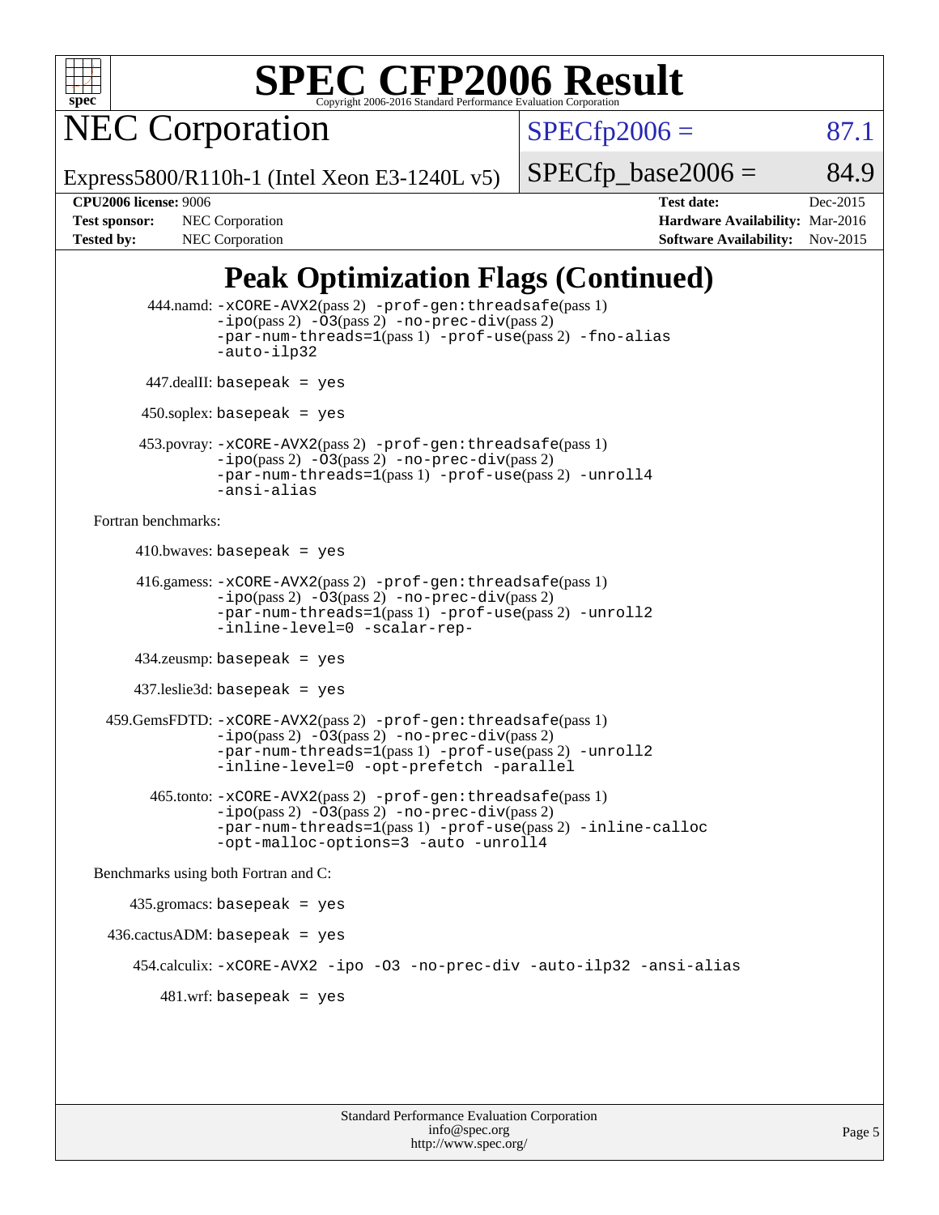# Peak Optimization Flags (Continued)

444.namd: -xCORE-AVX2(pass 2) -prof-gen:threadsafe(pass 1) -ipo(pass 2) -O3(pass 2) -no-prec-div(pass 2) -par-num-threads=1(pass 1) -prof-use(pass 2) -fno-alias -auto-ilp32

447.dealII: basepeak = yes

450.soplex: basepeak = yes

453.povray: -xCORE-AVX2(pass 2) -prof-gen:threadsafe(pass 1) -ipo(pass 2) -O3(pass 2) -no-prec-div(pass 2) -par-num-threads=1(pass 1) -prof-use(pass 2) -unroll4 -ansi-alias

Fortran benchmarks:

410.bwaves: basepeak = yes

416.gamess: -xCORE-AVX2(pass 2) -prof-gen:threadsafe(pass 1) -ipo(pass 2) -O3(pass 2) -no-prec-div(pass 2) -par-num-threads=1(pass 1) -prof-use(pass 2) -unroll2 -inline-level=0 -scalar-rep-

434.zeusmp: basepeak = yes

437.leslie3d: basepeak = yes

459.GemsFDTD: -xCORE-AVX2(pass 2) -prof-gen:threadsafe(pass 1) -ipo(pass 2) -O3(pass 2) -no-prec-div(pass 2) -par-num-threads=1(pass 1) -prof-use(pass 2) -unroll2 -inline-level=0 -opt-prefetch -parallel

465.tonto: -xCORE-AVX2(pass 2) -prof-gen:threadsafe(pass 1) -ipo(pass 2) -O3(pass 2) -no-prec-div(pass 2) -par-num-threads=1(pass 1) -prof-use(pass 2) -inline-calloc -opt-malloc-options=3 -auto -unroll4

Benchmarks using both Fortran and C:

435.gromacs: basepeak = yes

436.cactusADM: basepeak = yes

454.calculix: -xCORE-AVX2 -ipo -O3 -no-prec-div -auto-ilp32 -ansi-alias

481.wrf: basepeak = yes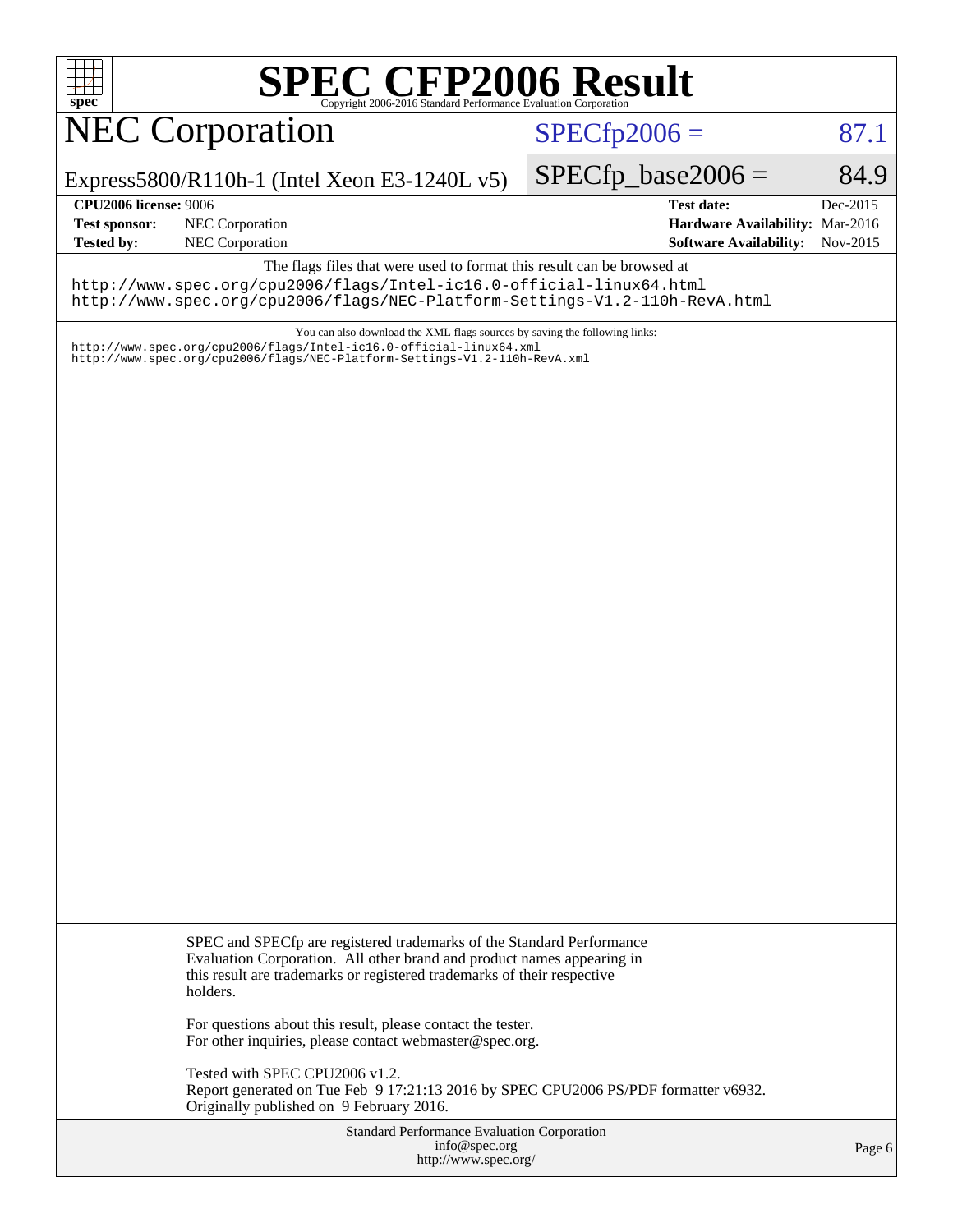# SPEC CFP2006 Result

Copyright 2006-2016 Standard Performance Evaluation Corporation

## NEC Corporation

Express5800/R110h-1 (Intel Xeon E3-1240L v5)

SPECfp2006 = 87.1

SPECfp_base2006 = 84.9

| | | | |
|---|---|---|---|
| **CPU2006 license:** 9006 | | **Test date:** | Dec-2015 |
| **Test sponsor:** | NEC Corporation | **Hardware Availability:** | Mar-2016 |
| **Tested by:** | NEC Corporation | **Software Availability:** | Nov-2015 |

The flags files that were used to format this result can be browsed at
http://www.spec.org/cpu2006/flags/Intel-ic16.0-official-linux64.html
http://www.spec.org/cpu2006/flags/NEC-Platform-Settings-V1.2-110h-RevA.html

You can also download the XML flags sources by saving the following links:
http://www.spec.org/cpu2006/flags/Intel-ic16.0-official-linux64.xml
http://www.spec.org/cpu2006/flags/NEC-Platform-Settings-V1.2-110h-RevA.xml

SPEC and SPECfp are registered trademarks of the Standard Performance Evaluation Corporation. All other brand and product names appearing in this result are trademarks or registered trademarks of their respective holders.

For questions about this result, please contact the tester.
For other inquiries, please contact webmaster@spec.org.

Tested with SPEC CPU2006 v1.2.
Report generated on Tue Feb 9 17:21:13 2016 by SPEC CPU2006 PS/PDF formatter v6932.
Originally published on 9 February 2016.

Standard Performance Evaluation Corporation
info@spec.org
http://www.spec.org/